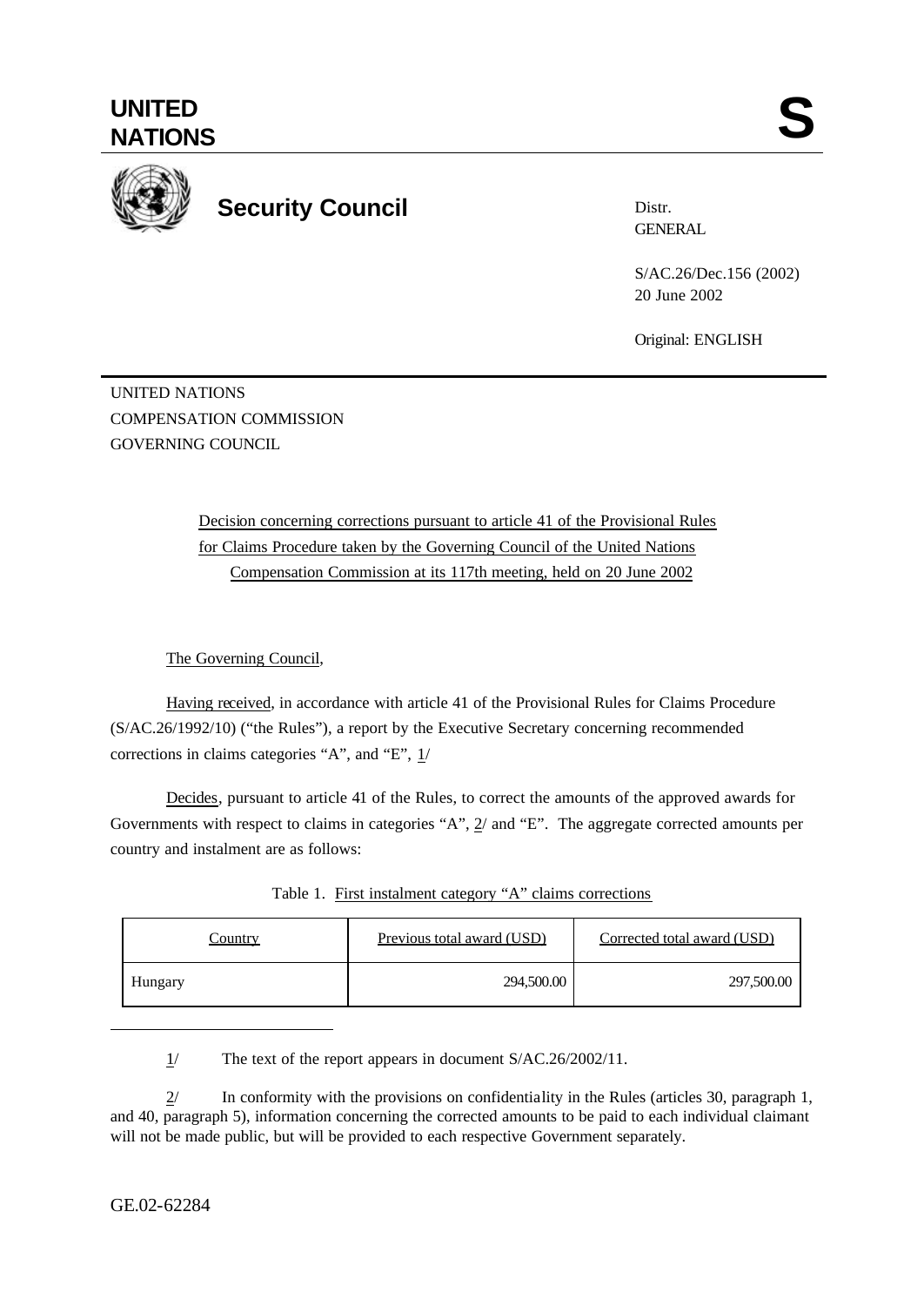UNITED NATIONS

# S

**Security Council**

Distr.
GENERAL

S/AC.26/Dec.156 (2002)
20 June 2002

Original: ENGLISH

UNITED NATIONS
COMPENSATION COMMISSION
GOVERNING COUNCIL

Decision concerning corrections pursuant to article 41 of the Provisional Rules for Claims Procedure taken by the Governing Council of the United Nations Compensation Commission at its 117th meeting, held on 20 June 2002

The Governing Council,

Having received, in accordance with article 41 of the Provisional Rules for Claims Procedure (S/AC.26/1992/10) ("the Rules"), a report by the Executive Secretary concerning recommended corrections in claims categories "A", and "E", 1/

Decides, pursuant to article 41 of the Rules, to correct the amounts of the approved awards for Governments with respect to claims in categories "A", 2/ and "E". The aggregate corrected amounts per country and instalment are as follows:

Table 1. First instalment category "A" claims corrections

| Country | Previous total award (USD) | Corrected total award (USD) |
|---|---|---|
| Hungary | 294,500.00 | 297,500.00 |

1/ The text of the report appears in document S/AC.26/2002/11.

2/ In conformity with the provisions on confidentiality in the Rules (articles 30, paragraph 1, and 40, paragraph 5), information concerning the corrected amounts to be paid to each individual claimant will not be made public, but will be provided to each respective Government separately.

GE.02-62284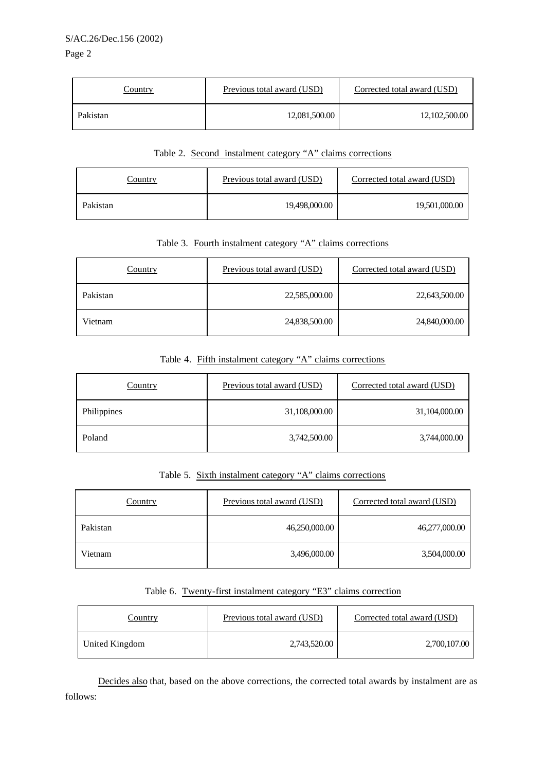| Country | Previous total award (USD) | Corrected total award (USD) |
|---|---|---|
| Pakistan | 12,081,500.00 | 12,102,500.00 |

Table 2. Second instalment category "A" claims corrections

| Country | Previous total award (USD) | Corrected total award (USD) |
|---|---|---|
| Pakistan | 19,498,000.00 | 19,501,000.00 |

Table 3. Fourth instalment category "A" claims corrections

| Country | Previous total award (USD) | Corrected total award (USD) |
|---|---|---|
| Pakistan | 22,585,000.00 | 22,643,500.00 |
| Vietnam | 24,838,500.00 | 24,840,000.00 |

Table 4. Fifth instalment category "A" claims corrections

| Country | Previous total award (USD) | Corrected total award (USD) |
|---|---|---|
| Philippines | 31,108,000.00 | 31,104,000.00 |
| Poland | 3,742,500.00 | 3,744,000.00 |

Table 5. Sixth instalment category "A" claims corrections

| Country | Previous total award (USD) | Corrected total award (USD) |
|---|---|---|
| Pakistan | 46,250,000.00 | 46,277,000.00 |
| Vietnam | 3,496,000.00 | 3,504,000.00 |

Table 6. Twenty-first instalment category "E3" claims correction

| Country | Previous total award (USD) | Corrected total award (USD) |
|---|---|---|
| United Kingdom | 2,743,520.00 | 2,700,107.00 |

Decides also that, based on the above corrections, the corrected total awards by instalment are as follows: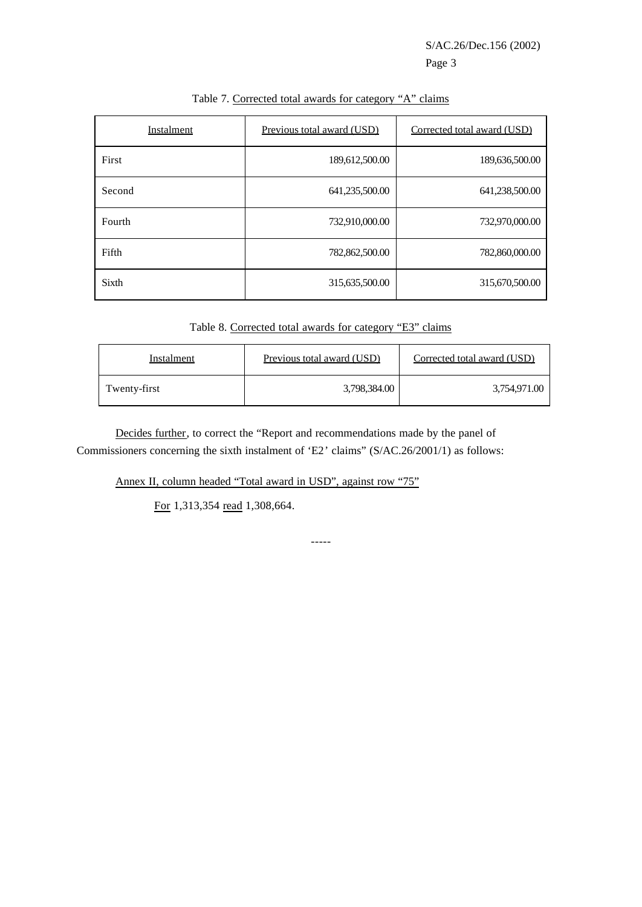Table 7. Corrected total awards for category "A" claims

| Instalment | Previous total award (USD) | Corrected total award (USD) |
|---|---|---|
| First | 189,612,500.00 | 189,636,500.00 |
| Second | 641,235,500.00 | 641,238,500.00 |
| Fourth | 732,910,000.00 | 732,970,000.00 |
| Fifth | 782,862,500.00 | 782,860,000.00 |
| Sixth | 315,635,500.00 | 315,670,500.00 |

Table 8. Corrected total awards for category "E3" claims

| Instalment | Previous total award (USD) | Corrected total award (USD) |
|---|---|---|
| Twenty-first | 3,798,384.00 | 3,754,971.00 |

Decides further, to correct the "Report and recommendations made by the panel of Commissioners concerning the sixth instalment of 'E2' claims" (S/AC.26/2001/1) as follows:

Annex II, column headed "Total award in USD", against row "75"

For 1,313,354 read 1,308,664.

-----